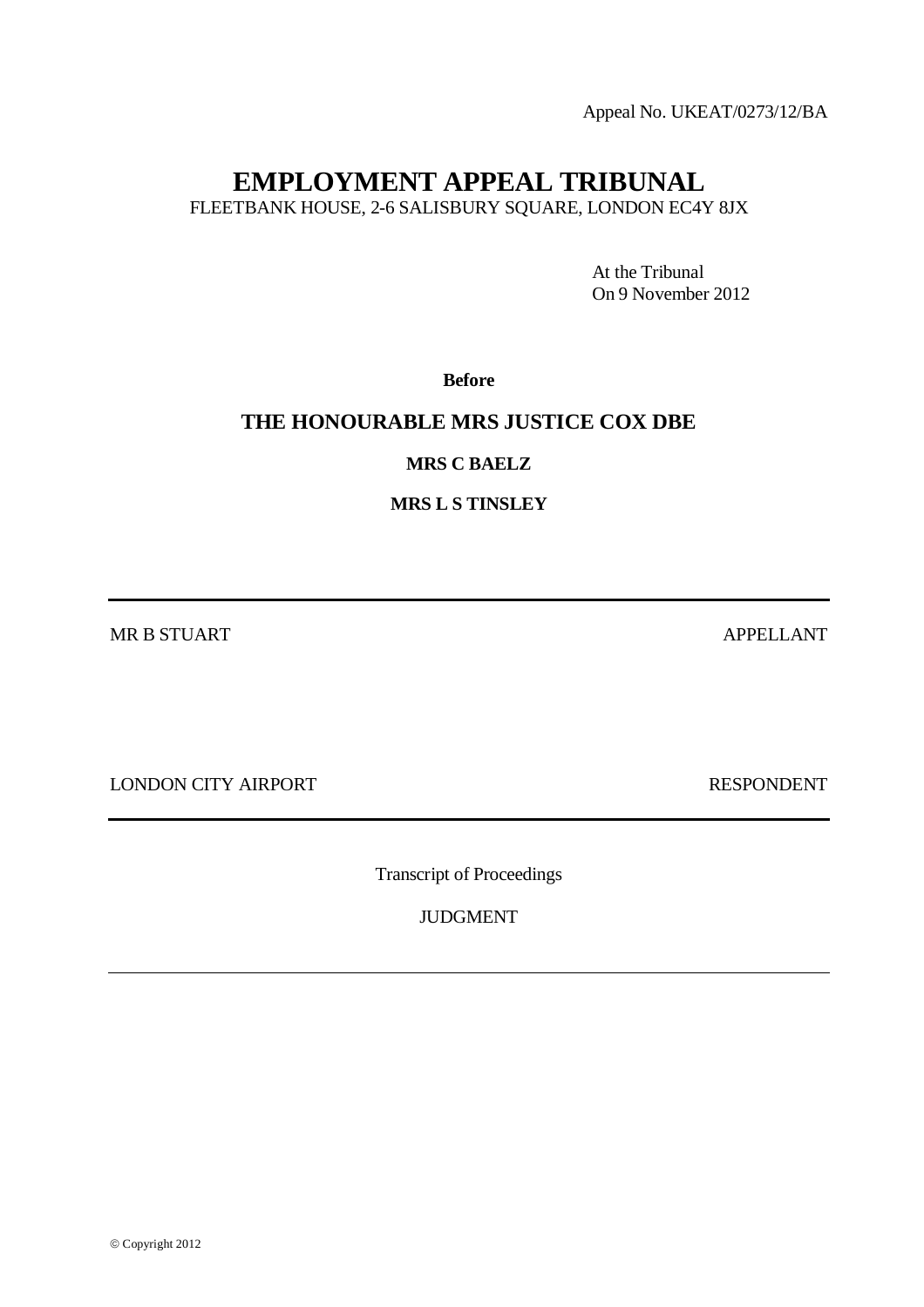Appeal No. UKEAT/0273/12/BA

# EMPLOYMENT APPEAL TRIBUNAL

FLEETBANK HOUSE, 2-6 SALISBURY SQUARE, LONDON EC4Y 8JX

At the Tribunal
On 9 November 2012

**Before**

**THE HONOURABLE MRS JUSTICE COX DBE**

**MRS C BAELZ**

**MRS L S TINSLEY**

---

MR B STUART APPELLANT

LONDON CITY AIRPORT RESPONDENT

---

Transcript of Proceedings

JUDGMENT

---

© Copyright 2012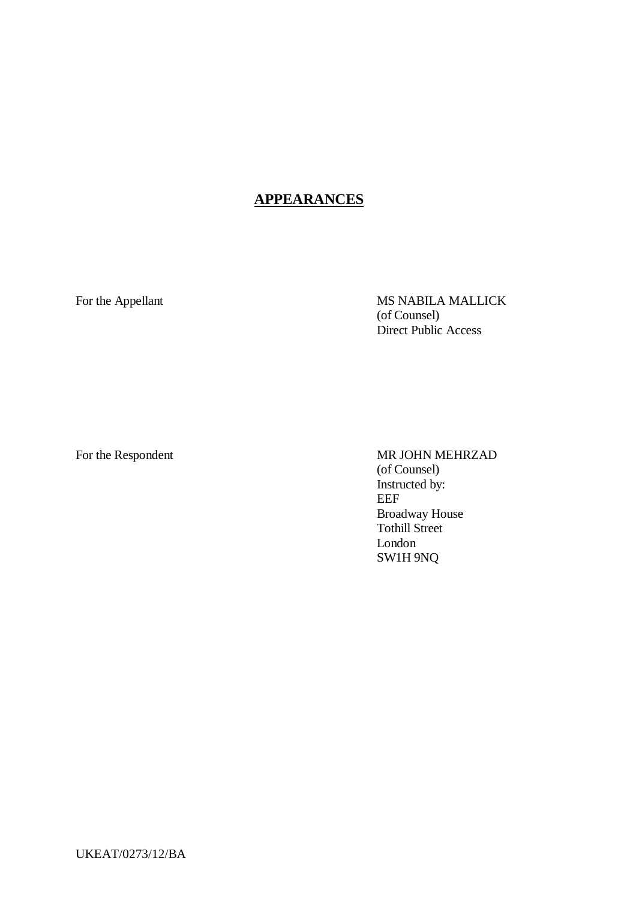# APPEARANCES

| | |
|---|---|
| For the Appellant | MS NABILA MALLICK<br>(of Counsel)<br>Direct Public Access |
| For the Respondent | MR JOHN MEHRZAD<br>(of Counsel)<br>Instructed by:<br>EEF<br>Broadway House<br>Tothill Street<br>London<br>SW1H 9NQ |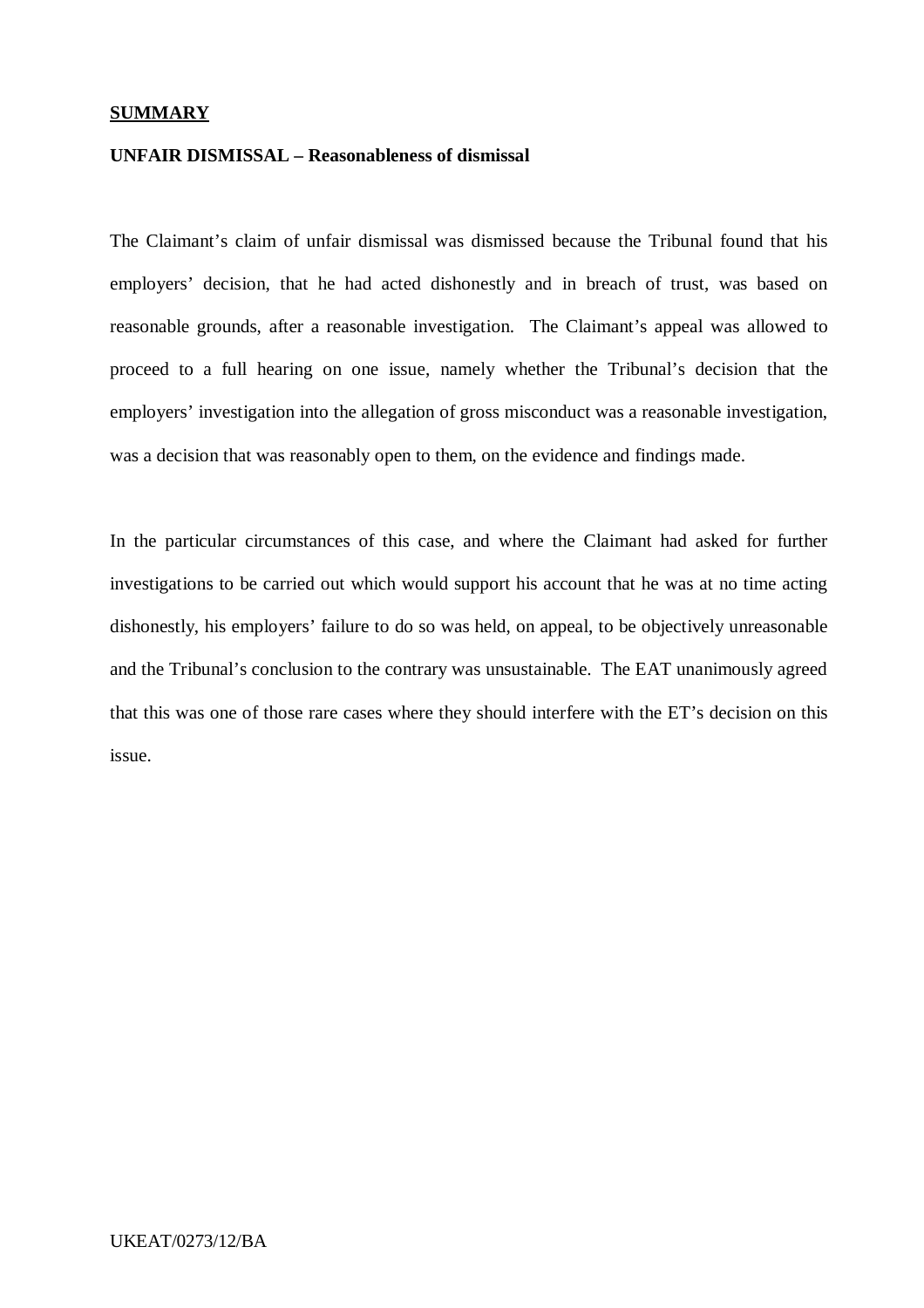**SUMMARY**

**UNFAIR DISMISSAL – Reasonableness of dismissal**

The Claimant's claim of unfair dismissal was dismissed because the Tribunal found that his employers' decision, that he had acted dishonestly and in breach of trust, was based on reasonable grounds, after a reasonable investigation. The Claimant's appeal was allowed to proceed to a full hearing on one issue, namely whether the Tribunal's decision that the employers' investigation into the allegation of gross misconduct was a reasonable investigation, was a decision that was reasonably open to them, on the evidence and findings made.

In the particular circumstances of this case, and where the Claimant had asked for further investigations to be carried out which would support his account that he was at no time acting dishonestly, his employers' failure to do so was held, on appeal, to be objectively unreasonable and the Tribunal's conclusion to the contrary was unsustainable. The EAT unanimously agreed that this was one of those rare cases where they should interfere with the ET's decision on this issue.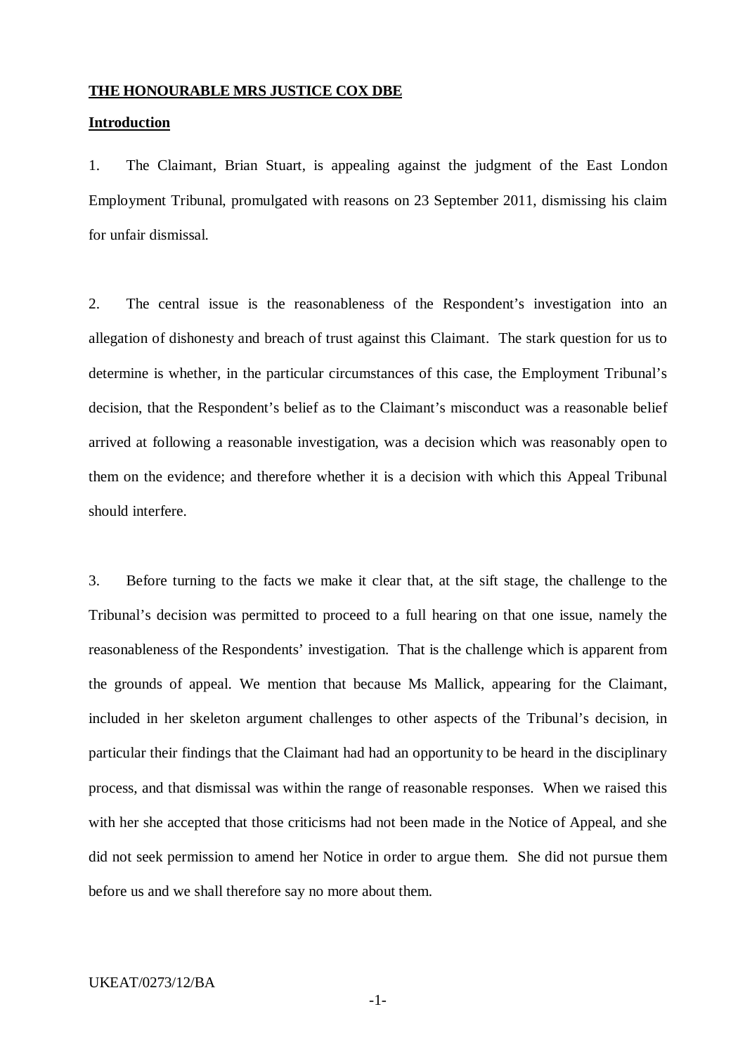**THE HONOURABLE MRS JUSTICE COX DBE**

**Introduction**

1. The Claimant, Brian Stuart, is appealing against the judgment of the East London Employment Tribunal, promulgated with reasons on 23 September 2011, dismissing his claim for unfair dismissal.

2. The central issue is the reasonableness of the Respondent's investigation into an allegation of dishonesty and breach of trust against this Claimant. The stark question for us to determine is whether, in the particular circumstances of this case, the Employment Tribunal's decision, that the Respondent's belief as to the Claimant's misconduct was a reasonable belief arrived at following a reasonable investigation, was a decision which was reasonably open to them on the evidence; and therefore whether it is a decision with which this Appeal Tribunal should interfere.

3. Before turning to the facts we make it clear that, at the sift stage, the challenge to the Tribunal's decision was permitted to proceed to a full hearing on that one issue, namely the reasonableness of the Respondents' investigation. That is the challenge which is apparent from the grounds of appeal. We mention that because Ms Mallick, appearing for the Claimant, included in her skeleton argument challenges to other aspects of the Tribunal's decision, in particular their findings that the Claimant had had an opportunity to be heard in the disciplinary process, and that dismissal was within the range of reasonable responses. When we raised this with her she accepted that those criticisms had not been made in the Notice of Appeal, and she did not seek permission to amend her Notice in order to argue them. She did not pursue them before us and we shall therefore say no more about them.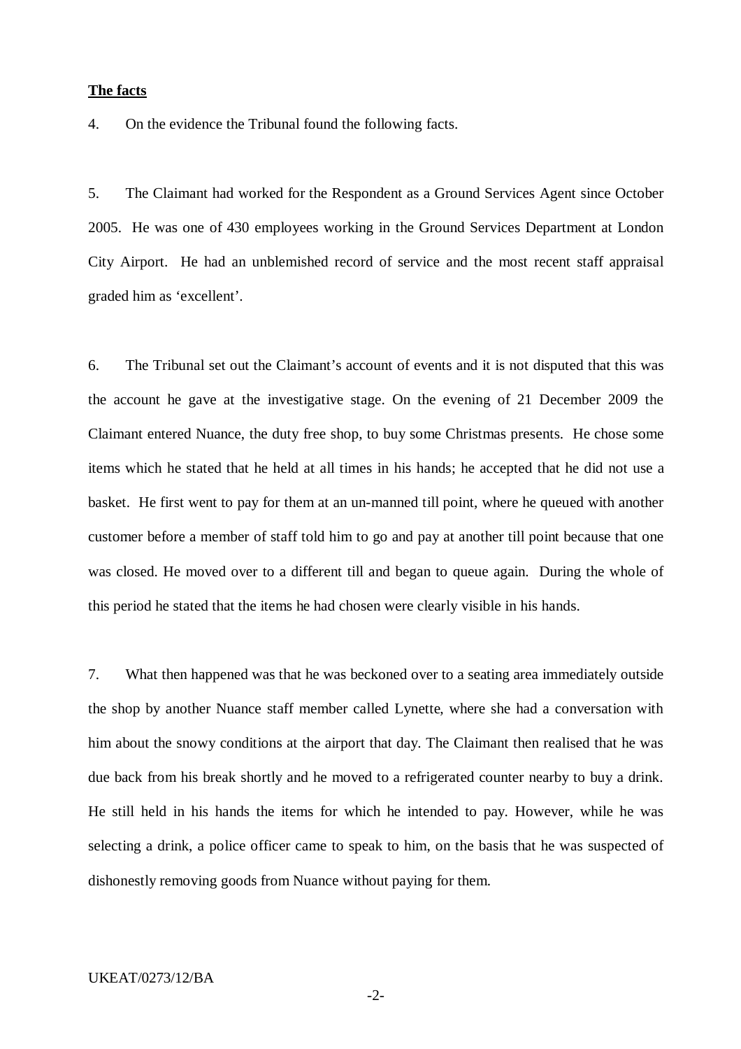**The facts**

4. On the evidence the Tribunal found the following facts.

5. The Claimant had worked for the Respondent as a Ground Services Agent since October 2005. He was one of 430 employees working in the Ground Services Department at London City Airport. He had an unblemished record of service and the most recent staff appraisal graded him as 'excellent'.

6. The Tribunal set out the Claimant's account of events and it is not disputed that this was the account he gave at the investigative stage. On the evening of 21 December 2009 the Claimant entered Nuance, the duty free shop, to buy some Christmas presents. He chose some items which he stated that he held at all times in his hands; he accepted that he did not use a basket. He first went to pay for them at an un-manned till point, where he queued with another customer before a member of staff told him to go and pay at another till point because that one was closed. He moved over to a different till and began to queue again. During the whole of this period he stated that the items he had chosen were clearly visible in his hands.

7. What then happened was that he was beckoned over to a seating area immediately outside the shop by another Nuance staff member called Lynette, where she had a conversation with him about the snowy conditions at the airport that day. The Claimant then realised that he was due back from his break shortly and he moved to a refrigerated counter nearby to buy a drink. He still held in his hands the items for which he intended to pay. However, while he was selecting a drink, a police officer came to speak to him, on the basis that he was suspected of dishonestly removing goods from Nuance without paying for them.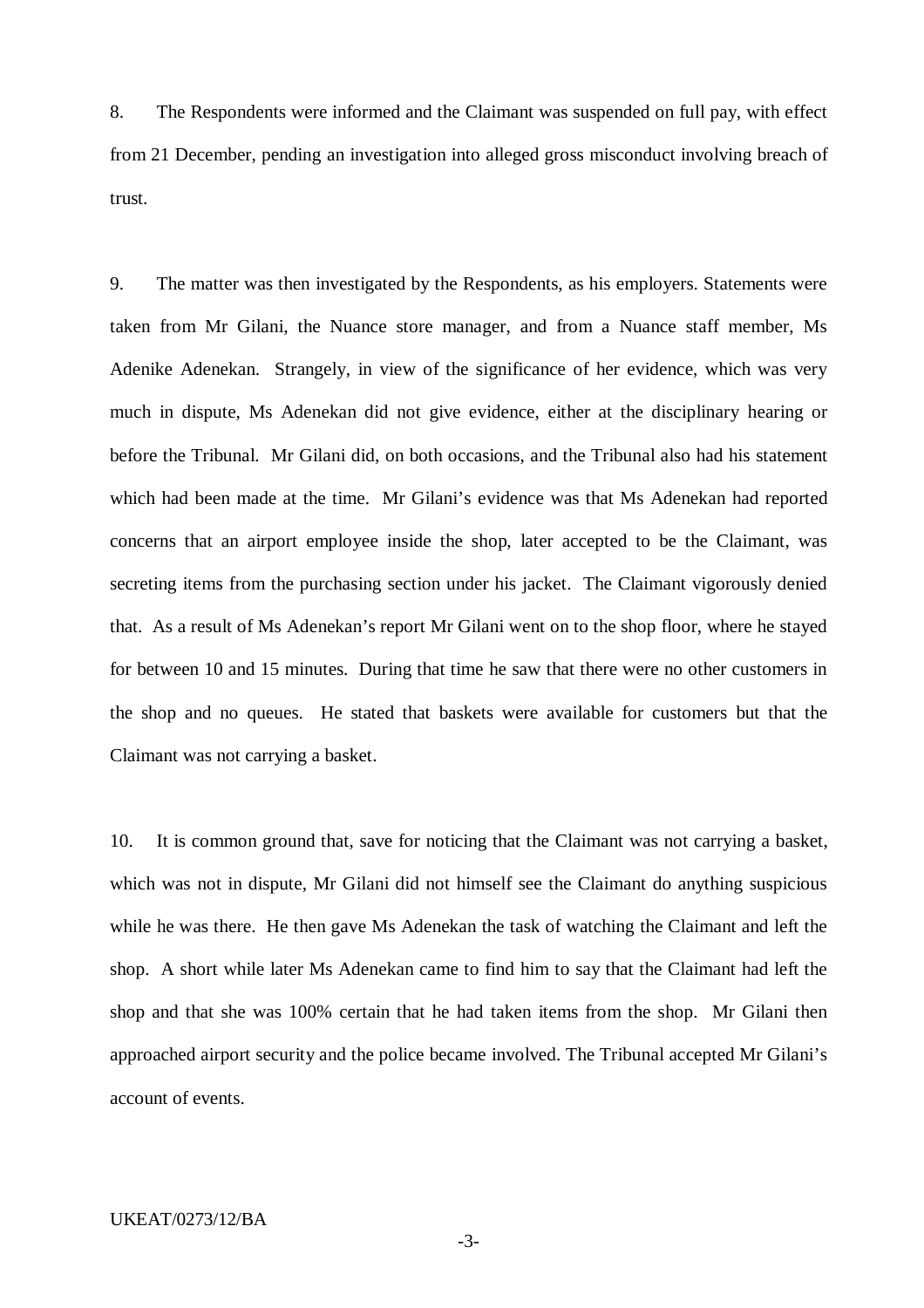8. The Respondents were informed and the Claimant was suspended on full pay, with effect from 21 December, pending an investigation into alleged gross misconduct involving breach of trust.

9. The matter was then investigated by the Respondents, as his employers. Statements were taken from Mr Gilani, the Nuance store manager, and from a Nuance staff member, Ms Adenike Adenekan. Strangely, in view of the significance of her evidence, which was very much in dispute, Ms Adenekan did not give evidence, either at the disciplinary hearing or before the Tribunal. Mr Gilani did, on both occasions, and the Tribunal also had his statement which had been made at the time. Mr Gilani's evidence was that Ms Adenekan had reported concerns that an airport employee inside the shop, later accepted to be the Claimant, was secreting items from the purchasing section under his jacket. The Claimant vigorously denied that. As a result of Ms Adenekan's report Mr Gilani went on to the shop floor, where he stayed for between 10 and 15 minutes. During that time he saw that there were no other customers in the shop and no queues. He stated that baskets were available for customers but that the Claimant was not carrying a basket.

10. It is common ground that, save for noticing that the Claimant was not carrying a basket, which was not in dispute, Mr Gilani did not himself see the Claimant do anything suspicious while he was there. He then gave Ms Adenekan the task of watching the Claimant and left the shop. A short while later Ms Adenekan came to find him to say that the Claimant had left the shop and that she was 100% certain that he had taken items from the shop. Mr Gilani then approached airport security and the police became involved. The Tribunal accepted Mr Gilani's account of events.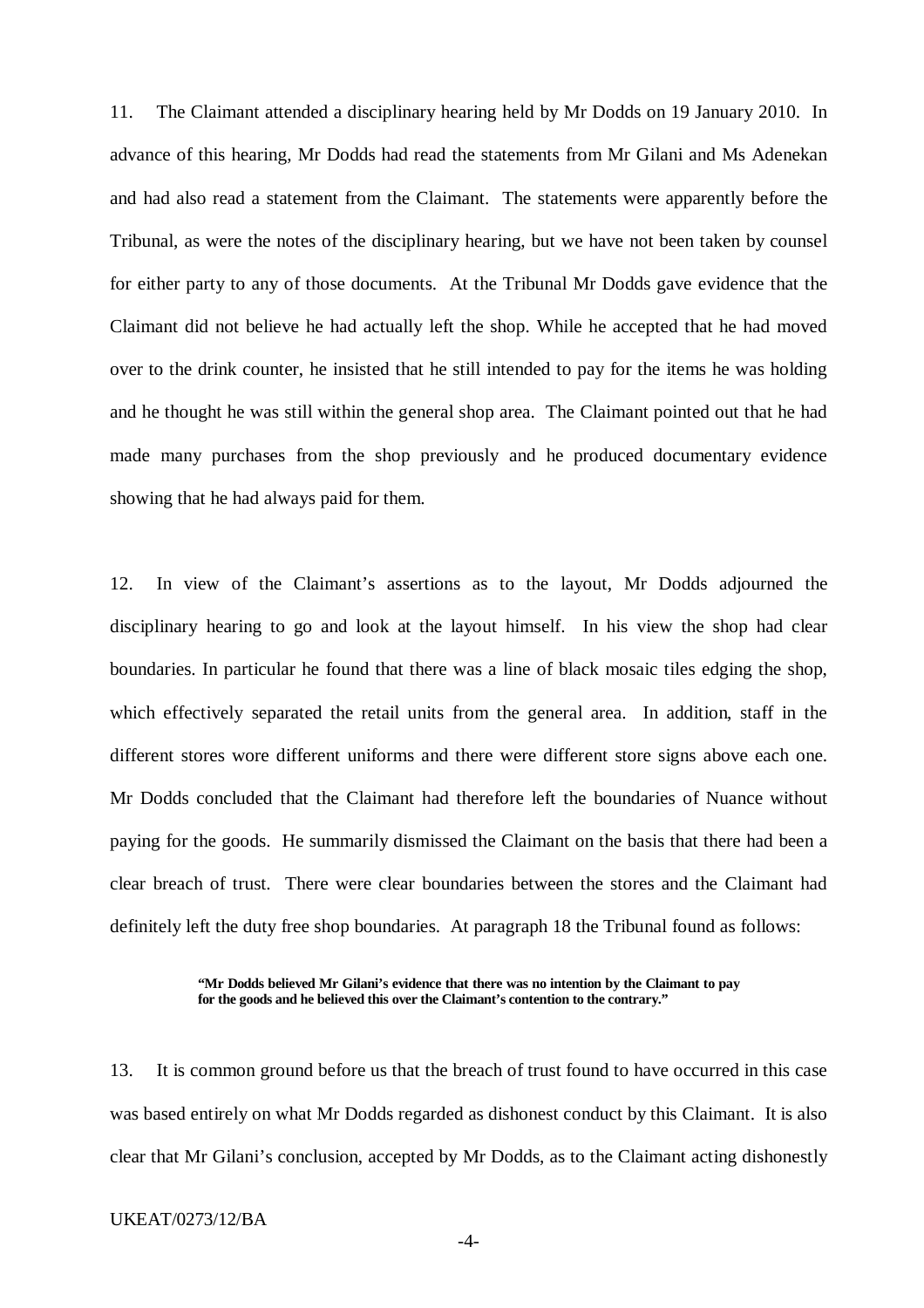11. The Claimant attended a disciplinary hearing held by Mr Dodds on 19 January 2010. In advance of this hearing, Mr Dodds had read the statements from Mr Gilani and Ms Adenekan and had also read a statement from the Claimant. The statements were apparently before the Tribunal, as were the notes of the disciplinary hearing, but we have not been taken by counsel for either party to any of those documents. At the Tribunal Mr Dodds gave evidence that the Claimant did not believe he had actually left the shop. While he accepted that he had moved over to the drink counter, he insisted that he still intended to pay for the items he was holding and he thought he was still within the general shop area. The Claimant pointed out that he had made many purchases from the shop previously and he produced documentary evidence showing that he had always paid for them.

12. In view of the Claimant's assertions as to the layout, Mr Dodds adjourned the disciplinary hearing to go and look at the layout himself. In his view the shop had clear boundaries. In particular he found that there was a line of black mosaic tiles edging the shop, which effectively separated the retail units from the general area. In addition, staff in the different stores wore different uniforms and there were different store signs above each one. Mr Dodds concluded that the Claimant had therefore left the boundaries of Nuance without paying for the goods. He summarily dismissed the Claimant on the basis that there had been a clear breach of trust. There were clear boundaries between the stores and the Claimant had definitely left the duty free shop boundaries. At paragraph 18 the Tribunal found as follows:

> **"Mr Dodds believed Mr Gilani's evidence that there was no intention by the Claimant to pay for the goods and he believed this over the Claimant's contention to the contrary."**

13. It is common ground before us that the breach of trust found to have occurred in this case was based entirely on what Mr Dodds regarded as dishonest conduct by this Claimant. It is also clear that Mr Gilani's conclusion, accepted by Mr Dodds, as to the Claimant acting dishonestly

UKEAT/0273/12/BA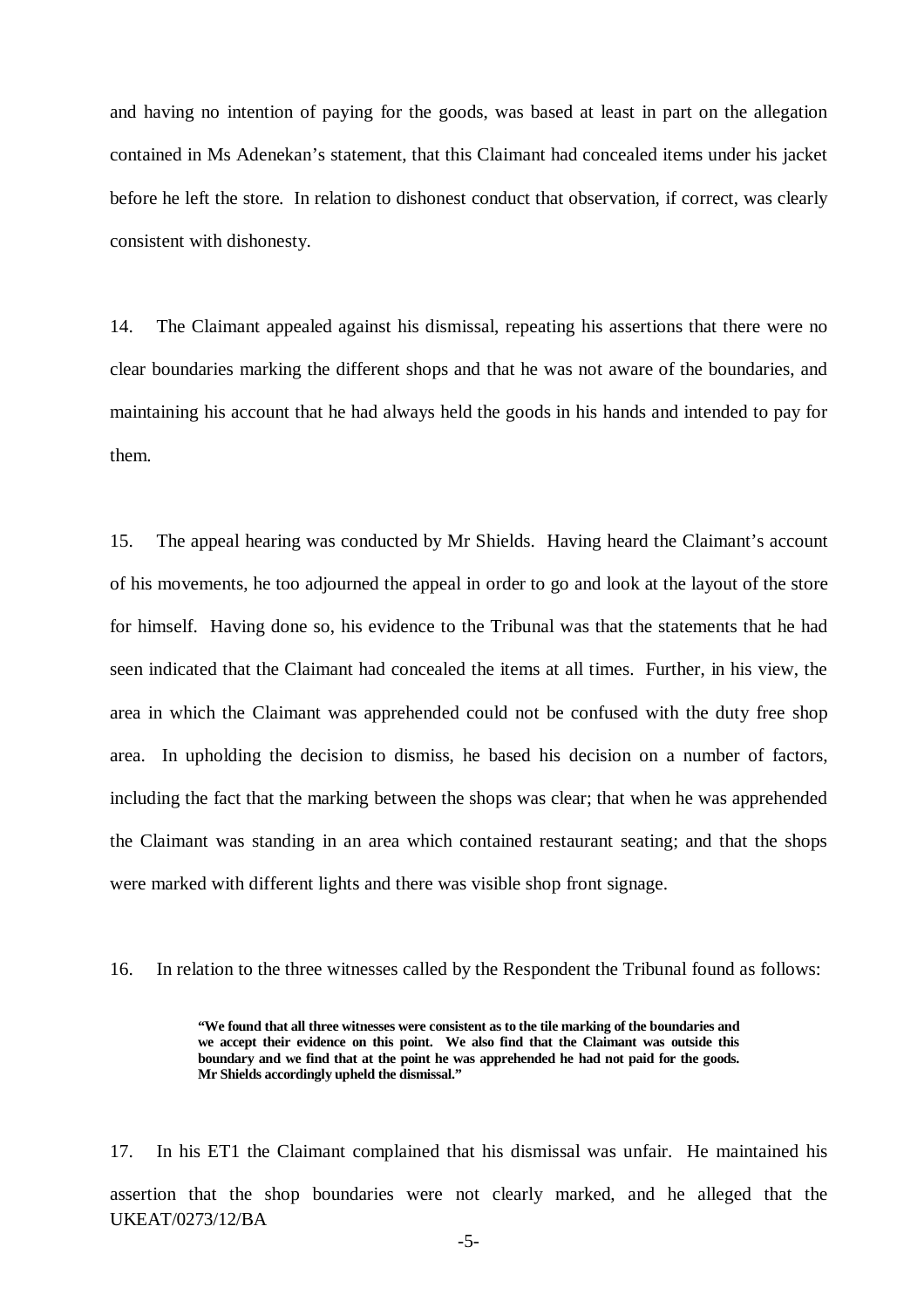and having no intention of paying for the goods, was based at least in part on the allegation contained in Ms Adenekan's statement, that this Claimant had concealed items under his jacket before he left the store. In relation to dishonest conduct that observation, if correct, was clearly consistent with dishonesty.

14. The Claimant appealed against his dismissal, repeating his assertions that there were no clear boundaries marking the different shops and that he was not aware of the boundaries, and maintaining his account that he had always held the goods in his hands and intended to pay for them.

15. The appeal hearing was conducted by Mr Shields. Having heard the Claimant's account of his movements, he too adjourned the appeal in order to go and look at the layout of the store for himself. Having done so, his evidence to the Tribunal was that the statements that he had seen indicated that the Claimant had concealed the items at all times. Further, in his view, the area in which the Claimant was apprehended could not be confused with the duty free shop area. In upholding the decision to dismiss, he based his decision on a number of factors, including the fact that the marking between the shops was clear; that when he was apprehended the Claimant was standing in an area which contained restaurant seating; and that the shops were marked with different lights and there was visible shop front signage.

16. In relation to the three witnesses called by the Respondent the Tribunal found as follows:

> **"We found that all three witnesses were consistent as to the tile marking of the boundaries and we accept their evidence on this point. We also find that the Claimant was outside this boundary and we find that at the point he was apprehended he had not paid for the goods. Mr Shields accordingly upheld the dismissal."**

17. In his ET1 the Claimant complained that his dismissal was unfair. He maintained his assertion that the shop boundaries were not clearly marked, and he alleged that the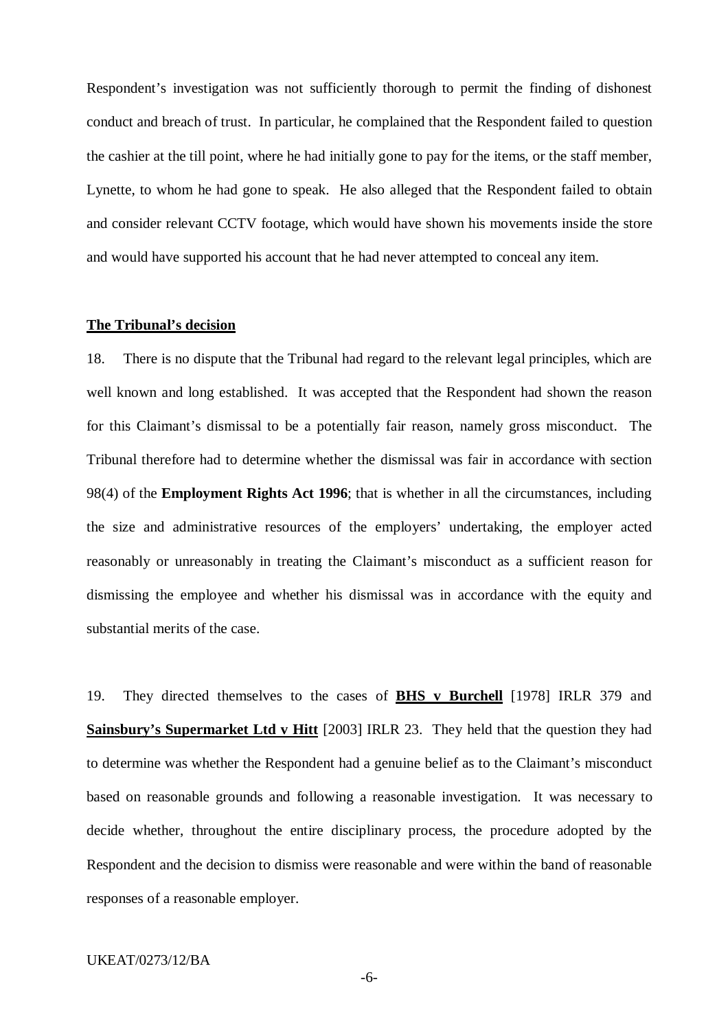Respondent's investigation was not sufficiently thorough to permit the finding of dishonest conduct and breach of trust. In particular, he complained that the Respondent failed to question the cashier at the till point, where he had initially gone to pay for the items, or the staff member, Lynette, to whom he had gone to speak. He also alleged that the Respondent failed to obtain and consider relevant CCTV footage, which would have shown his movements inside the store and would have supported his account that he had never attempted to conceal any item.

**The Tribunal's decision**

18. There is no dispute that the Tribunal had regard to the relevant legal principles, which are well known and long established. It was accepted that the Respondent had shown the reason for this Claimant's dismissal to be a potentially fair reason, namely gross misconduct. The Tribunal therefore had to determine whether the dismissal was fair in accordance with section 98(4) of the **Employment Rights Act 1996**; that is whether in all the circumstances, including the size and administrative resources of the employers' undertaking, the employer acted reasonably or unreasonably in treating the Claimant's misconduct as a sufficient reason for dismissing the employee and whether his dismissal was in accordance with the equity and substantial merits of the case.

19. They directed themselves to the cases of **BHS v Burchell** [1978] IRLR 379 and **Sainsbury's Supermarket Ltd v Hitt** [2003] IRLR 23. They held that the question they had to determine was whether the Respondent had a genuine belief as to the Claimant's misconduct based on reasonable grounds and following a reasonable investigation. It was necessary to decide whether, throughout the entire disciplinary process, the procedure adopted by the Respondent and the decision to dismiss were reasonable and were within the band of reasonable responses of a reasonable employer.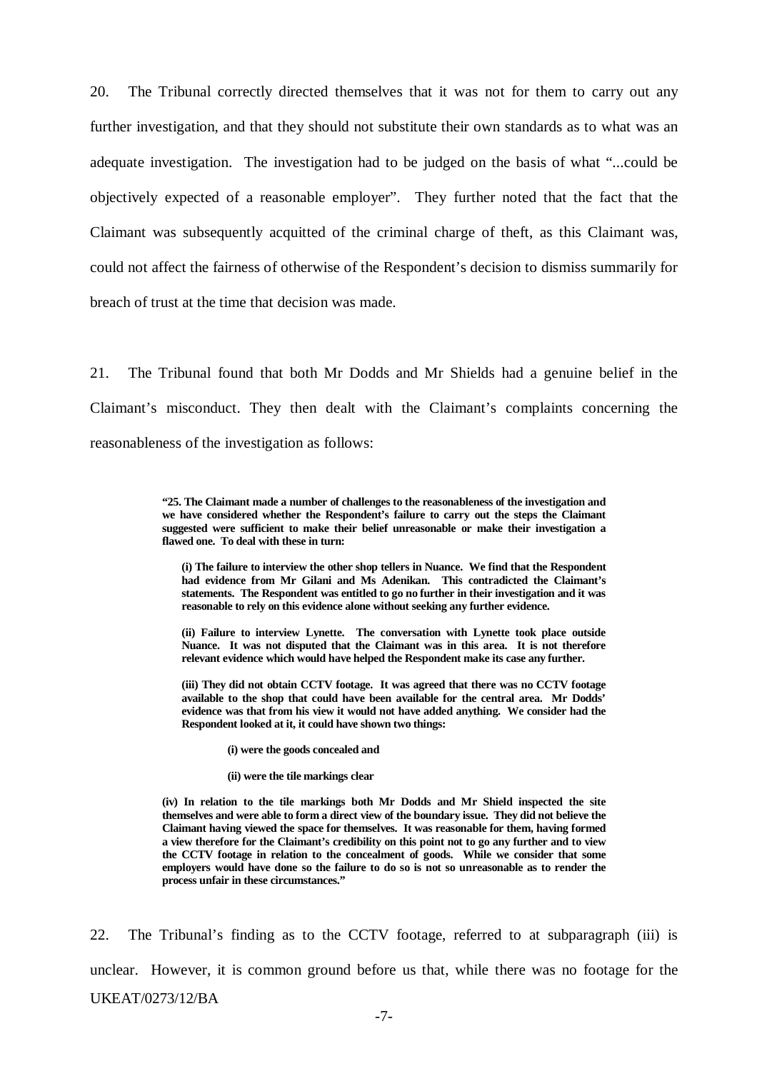20. The Tribunal correctly directed themselves that it was not for them to carry out any further investigation, and that they should not substitute their own standards as to what was an adequate investigation. The investigation had to be judged on the basis of what "...could be objectively expected of a reasonable employer". They further noted that the fact that the Claimant was subsequently acquitted of the criminal charge of theft, as this Claimant was, could not affect the fairness of otherwise of the Respondent's decision to dismiss summarily for breach of trust at the time that decision was made.

21. The Tribunal found that both Mr Dodds and Mr Shields had a genuine belief in the Claimant's misconduct. They then dealt with the Claimant's complaints concerning the reasonableness of the investigation as follows:

> **"25. The Claimant made a number of challenges to the reasonableness of the investigation and we have considered whether the Respondent's failure to carry out the steps the Claimant suggested were sufficient to make their belief unreasonable or make their investigation a flawed one. To deal with these in turn:**
>
> **(i) The failure to interview the other shop tellers in Nuance. We find that the Respondent had evidence from Mr Gilani and Ms Adenikan. This contradicted the Claimant's statements. The Respondent was entitled to go no further in their investigation and it was reasonable to rely on this evidence alone without seeking any further evidence.**
>
> **(ii) Failure to interview Lynette. The conversation with Lynette took place outside Nuance. It was not disputed that the Claimant was in this area. It is not therefore relevant evidence which would have helped the Respondent make its case any further.**
>
> **(iii) They did not obtain CCTV footage. It was agreed that there was no CCTV footage available to the shop that could have been available for the central area. Mr Dodds' evidence was that from his view it would not have added anything. We consider had the Respondent looked at it, it could have shown two things:**
>
> > **(i) were the goods concealed and**
> >
> > **(ii) were the tile markings clear**
>
> **(iv) In relation to the tile markings both Mr Dodds and Mr Shield inspected the site themselves and were able to form a direct view of the boundary issue. They did not believe the Claimant having viewed the space for themselves. It was reasonable for them, having formed a view therefore for the Claimant's credibility on this point not to go any further and to view the CCTV footage in relation to the concealment of goods. While we consider that some employers would have done so the failure to do so is not so unreasonable as to render the process unfair in these circumstances."**

22. The Tribunal's finding as to the CCTV footage, referred to at subparagraph (iii) is unclear. However, it is common ground before us that, while there was no footage for the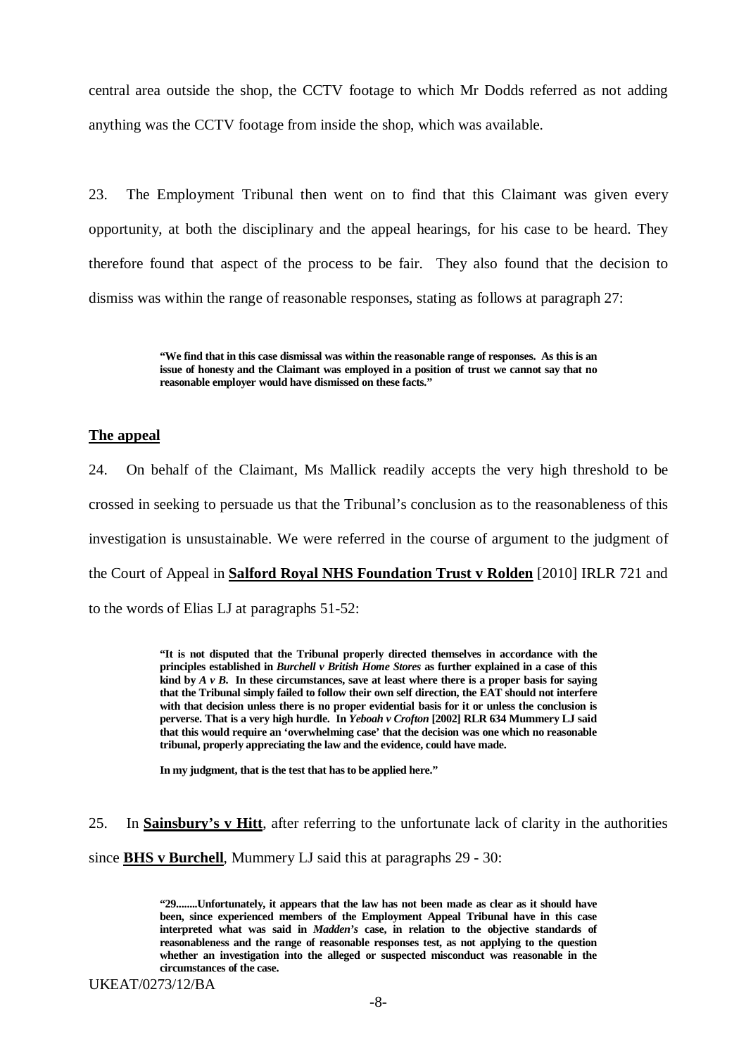central area outside the shop, the CCTV footage to which Mr Dodds referred as not adding anything was the CCTV footage from inside the shop, which was available.

23. The Employment Tribunal then went on to find that this Claimant was given every opportunity, at both the disciplinary and the appeal hearings, for his case to be heard. They therefore found that aspect of the process to be fair. They also found that the decision to dismiss was within the range of reasonable responses, stating as follows at paragraph 27:

> **"We find that in this case dismissal was within the reasonable range of responses. As this is an issue of honesty and the Claimant was employed in a position of trust we cannot say that no reasonable employer would have dismissed on these facts."**

## The appeal

24. On behalf of the Claimant, Ms Mallick readily accepts the very high threshold to be crossed in seeking to persuade us that the Tribunal's conclusion as to the reasonableness of this investigation is unsustainable. We were referred in the course of argument to the judgment of the Court of Appeal in **Salford Royal NHS Foundation Trust v Rolden** [2010] IRLR 721 and to the words of Elias LJ at paragraphs 51-52:

> **"It is not disputed that the Tribunal properly directed themselves in accordance with the principles established in *Burchell v British Home Stores* as further explained in a case of this kind by *A v B*. In these circumstances, save at least where there is a proper basis for saying that the Tribunal simply failed to follow their own self direction, the EAT should not interfere with that decision unless there is no proper evidential basis for it or unless the conclusion is perverse. That is a very high hurdle. In *Yeboah v Crofton* [2002] RLR 634 Mummery LJ said that this would require an 'overwhelming case' that the decision was one which no reasonable tribunal, properly appreciating the law and the evidence, could have made.**
>
> **In my judgment, that is the test that has to be applied here."**

25. In **Sainsbury's v Hitt**, after referring to the unfortunate lack of clarity in the authorities since **BHS v Burchell**, Mummery LJ said this at paragraphs 29 - 30:

> **"29........Unfortunately, it appears that the law has not been made as clear as it should have been, since experienced members of the Employment Appeal Tribunal have in this case interpreted what was said in *Madden's* case, in relation to the objective standards of reasonableness and the range of reasonable responses test, as not applying to the question whether an investigation into the alleged or suspected misconduct was reasonable in the circumstances of the case.**

UKEAT/0273/12/BA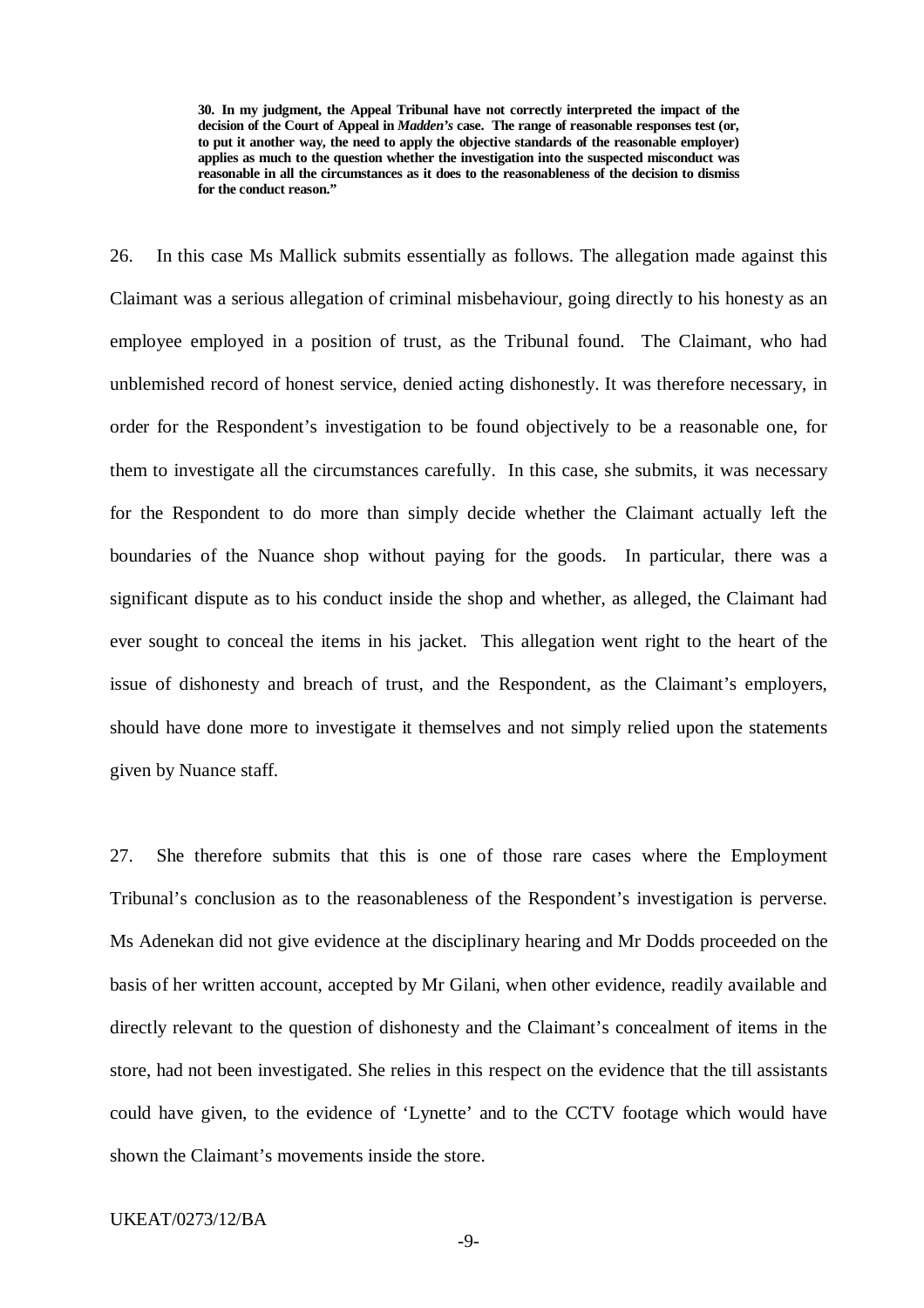**30. In my judgment, the Appeal Tribunal have not correctly interpreted the impact of the decision of the Court of Appeal in *Madden's* case. The range of reasonable responses test (or, to put it another way, the need to apply the objective standards of the reasonable employer) applies as much to the question whether the investigation into the suspected misconduct was reasonable in all the circumstances as it does to the reasonableness of the decision to dismiss for the conduct reason."**

26. In this case Ms Mallick submits essentially as follows. The allegation made against this Claimant was a serious allegation of criminal misbehaviour, going directly to his honesty as an employee employed in a position of trust, as the Tribunal found. The Claimant, who had unblemished record of honest service, denied acting dishonestly. It was therefore necessary, in order for the Respondent's investigation to be found objectively to be a reasonable one, for them to investigate all the circumstances carefully. In this case, she submits, it was necessary for the Respondent to do more than simply decide whether the Claimant actually left the boundaries of the Nuance shop without paying for the goods. In particular, there was a significant dispute as to his conduct inside the shop and whether, as alleged, the Claimant had ever sought to conceal the items in his jacket. This allegation went right to the heart of the issue of dishonesty and breach of trust, and the Respondent, as the Claimant's employers, should have done more to investigate it themselves and not simply relied upon the statements given by Nuance staff.

27. She therefore submits that this is one of those rare cases where the Employment Tribunal's conclusion as to the reasonableness of the Respondent's investigation is perverse. Ms Adenekan did not give evidence at the disciplinary hearing and Mr Dodds proceeded on the basis of her written account, accepted by Mr Gilani, when other evidence, readily available and directly relevant to the question of dishonesty and the Claimant's concealment of items in the store, had not been investigated. She relies in this respect on the evidence that the till assistants could have given, to the evidence of 'Lynette' and to the CCTV footage which would have shown the Claimant's movements inside the store.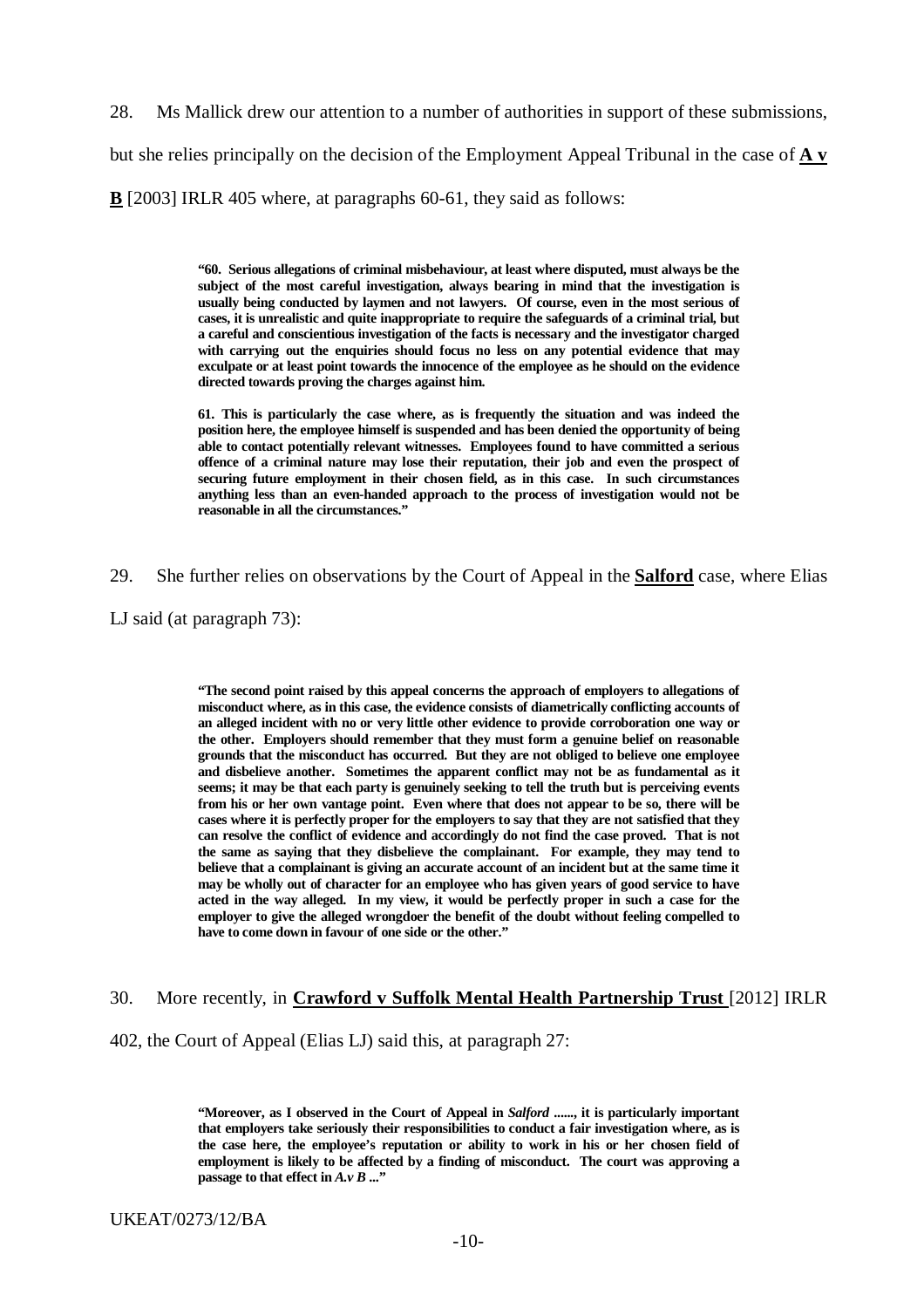28. Ms Mallick drew our attention to a number of authorities in support of these submissions, but she relies principally on the decision of the Employment Appeal Tribunal in the case of **A v B** [2003] IRLR 405 where, at paragraphs 60-61, they said as follows:

> **"60. Serious allegations of criminal misbehaviour, at least where disputed, must always be the subject of the most careful investigation, always bearing in mind that the investigation is usually being conducted by laymen and not lawyers. Of course, even in the most serious of cases, it is unrealistic and quite inappropriate to require the safeguards of a criminal trial, but a careful and conscientious investigation of the facts is necessary and the investigator charged with carrying out the enquiries should focus no less on any potential evidence that may exculpate or at least point towards the innocence of the employee as he should on the evidence directed towards proving the charges against him.**
>
> **61. This is particularly the case where, as is frequently the situation and was indeed the position here, the employee himself is suspended and has been denied the opportunity of being able to contact potentially relevant witnesses. Employees found to have committed a serious offence of a criminal nature may lose their reputation, their job and even the prospect of securing future employment in their chosen field, as in this case. In such circumstances anything less than an even-handed approach to the process of investigation would not be reasonable in all the circumstances."**

29. She further relies on observations by the Court of Appeal in the **Salford** case, where Elias LJ said (at paragraph 73):

> **"The second point raised by this appeal concerns the approach of employers to allegations of misconduct where, as in this case, the evidence consists of diametrically conflicting accounts of an alleged incident with no or very little other evidence to provide corroboration one way or the other. Employers should remember that they must form a genuine belief on reasonable grounds that the misconduct has occurred. But they are not obliged to believe one employee and disbelieve another. Sometimes the apparent conflict may not be as fundamental as it seems; it may be that each party is genuinely seeking to tell the truth but is perceiving events from his or her own vantage point. Even where that does not appear to be so, there will be cases where it is perfectly proper for the employers to say that they are not satisfied that they can resolve the conflict of evidence and accordingly do not find the case proved. That is not the same as saying that they disbelieve the complainant. For example, they may tend to believe that a complainant is giving an accurate account of an incident but at the same time it may be wholly out of character for an employee who has given years of good service to have acted in the way alleged. In my view, it would be perfectly proper in such a case for the employer to give the alleged wrongdoer the benefit of the doubt without feeling compelled to have to come down in favour of one side or the other."**

30. More recently, in **Crawford v Suffolk Mental Health Partnership Trust** [2012] IRLR 402, the Court of Appeal (Elias LJ) said this, at paragraph 27:

> **"Moreover, as I observed in the Court of Appeal in *Salford* ......, it is particularly important that employers take seriously their responsibilities to conduct a fair investigation where, as is the case here, the employee's reputation or ability to work in his or her chosen field of employment is likely to be affected by a finding of misconduct. The court was approving a passage to that effect in *A.v B* ..."**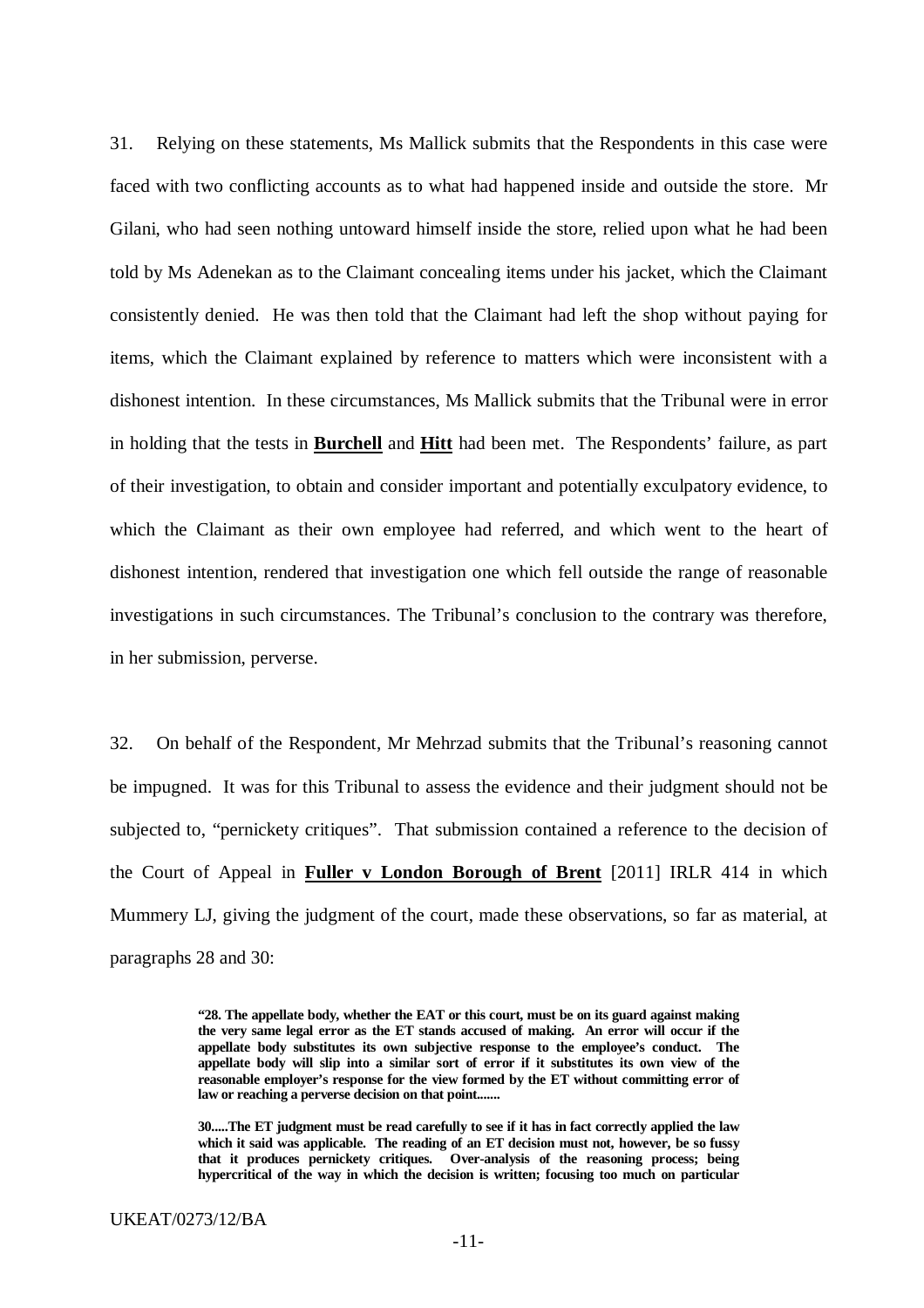31. Relying on these statements, Ms Mallick submits that the Respondents in this case were faced with two conflicting accounts as to what had happened inside and outside the store. Mr Gilani, who had seen nothing untoward himself inside the store, relied upon what he had been told by Ms Adenekan as to the Claimant concealing items under his jacket, which the Claimant consistently denied. He was then told that the Claimant had left the shop without paying for items, which the Claimant explained by reference to matters which were inconsistent with a dishonest intention. In these circumstances, Ms Mallick submits that the Tribunal were in error in holding that the tests in **Burchell** and **Hitt** had been met. The Respondents' failure, as part of their investigation, to obtain and consider important and potentially exculpatory evidence, to which the Claimant as their own employee had referred, and which went to the heart of dishonest intention, rendered that investigation one which fell outside the range of reasonable investigations in such circumstances. The Tribunal's conclusion to the contrary was therefore, in her submission, perverse.

32. On behalf of the Respondent, Mr Mehrzad submits that the Tribunal's reasoning cannot be impugned. It was for this Tribunal to assess the evidence and their judgment should not be subjected to, "pernickety critiques". That submission contained a reference to the decision of the Court of Appeal in **Fuller v London Borough of Brent** [2011] IRLR 414 in which Mummery LJ, giving the judgment of the court, made these observations, so far as material, at paragraphs 28 and 30:

> **"28. The appellate body, whether the EAT or this court, must be on its guard against making the very same legal error as the ET stands accused of making. An error will occur if the appellate body substitutes its own subjective response to the employee's conduct. The appellate body will slip into a similar sort of error if it substitutes its own view of the reasonable employer's response for the view formed by the ET without committing error of law or reaching a perverse decision on that point.......**
>
> **30.....The ET judgment must be read carefully to see if it has in fact correctly applied the law which it said was applicable. The reading of an ET decision must not, however, be so fussy that it produces pernickety critiques. Over-analysis of the reasoning process; being hypercritical of the way in which the decision is written; focusing too much on particular**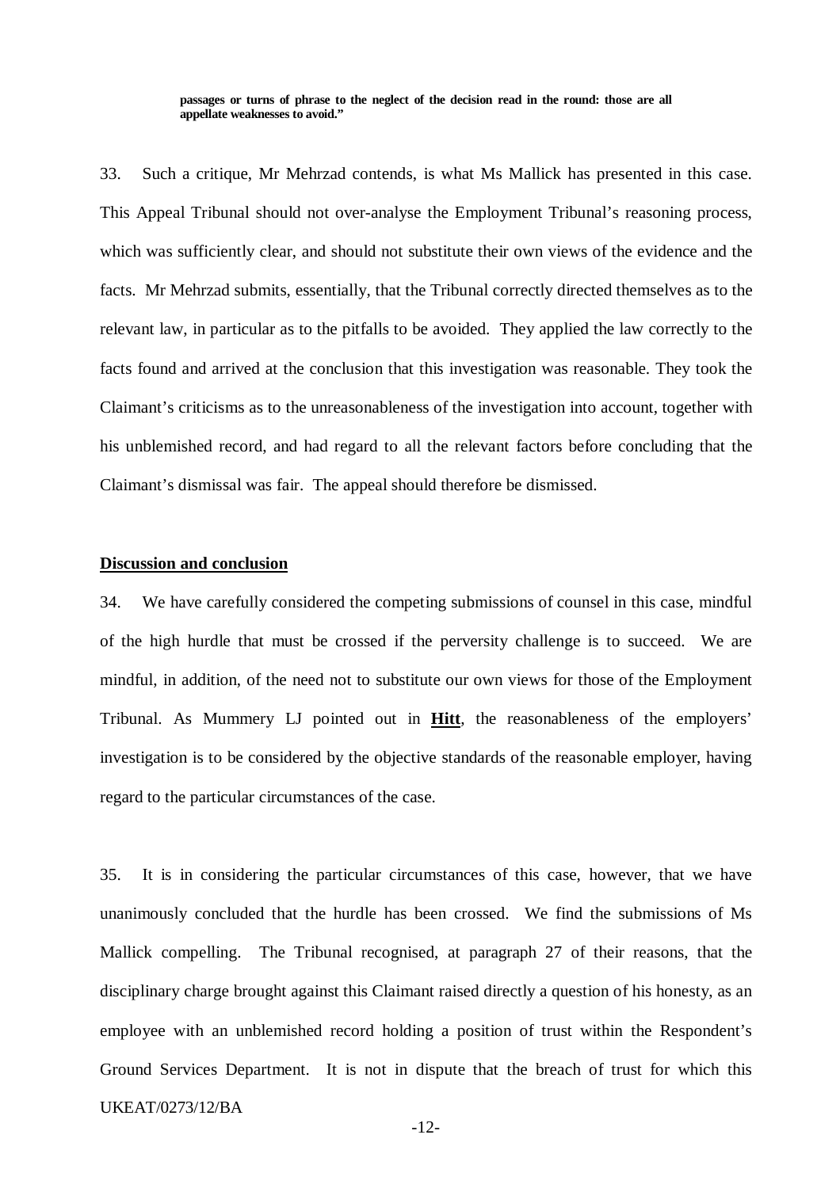> **passages or turns of phrase to the neglect of the decision read in the round: those are all appellate weaknesses to avoid."**

33. Such a critique, Mr Mehrzad contends, is what Ms Mallick has presented in this case. This Appeal Tribunal should not over-analyse the Employment Tribunal's reasoning process, which was sufficiently clear, and should not substitute their own views of the evidence and the facts. Mr Mehrzad submits, essentially, that the Tribunal correctly directed themselves as to the relevant law, in particular as to the pitfalls to be avoided. They applied the law correctly to the facts found and arrived at the conclusion that this investigation was reasonable. They took the Claimant's criticisms as to the unreasonableness of the investigation into account, together with his unblemished record, and had regard to all the relevant factors before concluding that the Claimant's dismissal was fair. The appeal should therefore be dismissed.

**Discussion and conclusion**

34. We have carefully considered the competing submissions of counsel in this case, mindful of the high hurdle that must be crossed if the perversity challenge is to succeed. We are mindful, in addition, of the need not to substitute our own views for those of the Employment Tribunal. As Mummery LJ pointed out in **Hitt**, the reasonableness of the employers' investigation is to be considered by the objective standards of the reasonable employer, having regard to the particular circumstances of the case.

35. It is in considering the particular circumstances of this case, however, that we have unanimously concluded that the hurdle has been crossed. We find the submissions of Ms Mallick compelling. The Tribunal recognised, at paragraph 27 of their reasons, that the disciplinary charge brought against this Claimant raised directly a question of his honesty, as an employee with an unblemished record holding a position of trust within the Respondent's Ground Services Department. It is not in dispute that the breach of trust for which this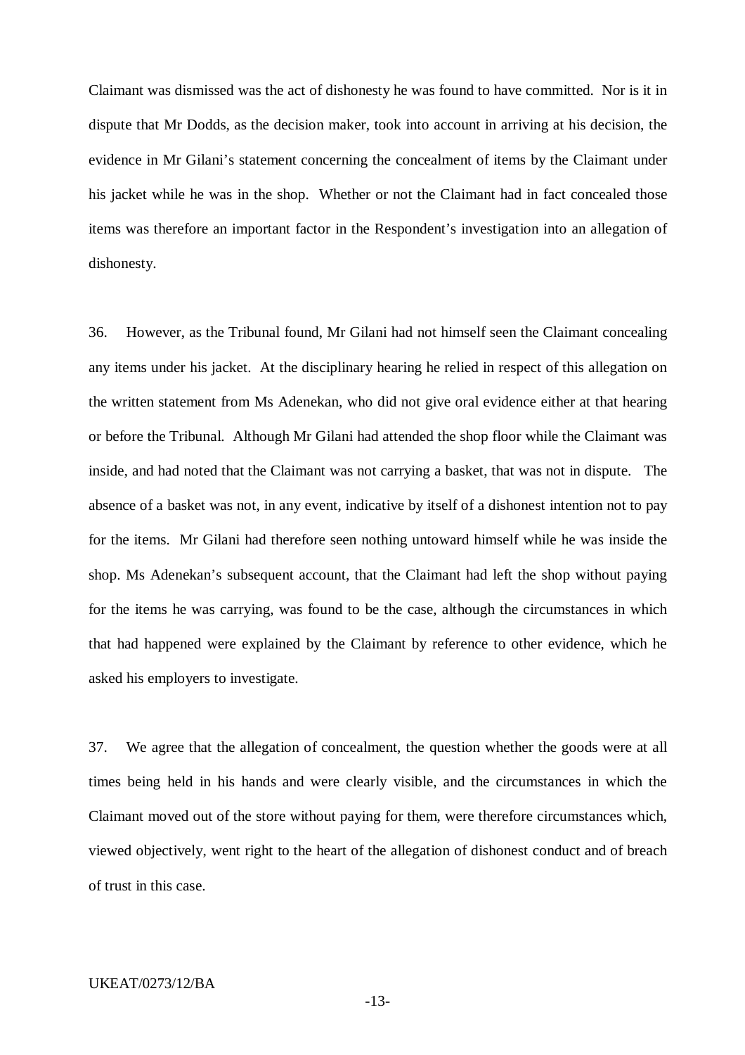Claimant was dismissed was the act of dishonesty he was found to have committed. Nor is it in dispute that Mr Dodds, as the decision maker, took into account in arriving at his decision, the evidence in Mr Gilani's statement concerning the concealment of items by the Claimant under his jacket while he was in the shop. Whether or not the Claimant had in fact concealed those items was therefore an important factor in the Respondent's investigation into an allegation of dishonesty.

36. However, as the Tribunal found, Mr Gilani had not himself seen the Claimant concealing any items under his jacket. At the disciplinary hearing he relied in respect of this allegation on the written statement from Ms Adenekan, who did not give oral evidence either at that hearing or before the Tribunal. Although Mr Gilani had attended the shop floor while the Claimant was inside, and had noted that the Claimant was not carrying a basket, that was not in dispute. The absence of a basket was not, in any event, indicative by itself of a dishonest intention not to pay for the items. Mr Gilani had therefore seen nothing untoward himself while he was inside the shop. Ms Adenekan's subsequent account, that the Claimant had left the shop without paying for the items he was carrying, was found to be the case, although the circumstances in which that had happened were explained by the Claimant by reference to other evidence, which he asked his employers to investigate.

37. We agree that the allegation of concealment, the question whether the goods were at all times being held in his hands and were clearly visible, and the circumstances in which the Claimant moved out of the store without paying for them, were therefore circumstances which, viewed objectively, went right to the heart of the allegation of dishonest conduct and of breach of trust in this case.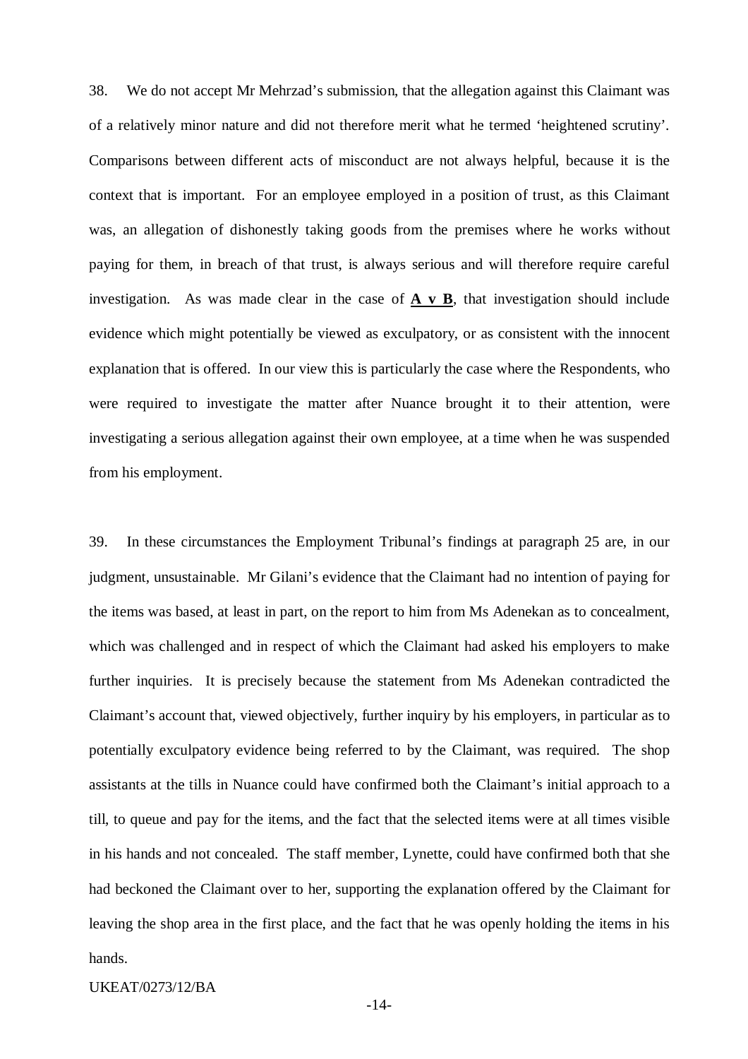38. We do not accept Mr Mehrzad's submission, that the allegation against this Claimant was of a relatively minor nature and did not therefore merit what he termed 'heightened scrutiny'. Comparisons between different acts of misconduct are not always helpful, because it is the context that is important. For an employee employed in a position of trust, as this Claimant was, an allegation of dishonestly taking goods from the premises where he works without paying for them, in breach of that trust, is always serious and will therefore require careful investigation. As was made clear in the case of **A v B**, that investigation should include evidence which might potentially be viewed as exculpatory, or as consistent with the innocent explanation that is offered. In our view this is particularly the case where the Respondents, who were required to investigate the matter after Nuance brought it to their attention, were investigating a serious allegation against their own employee, at a time when he was suspended from his employment.

39. In these circumstances the Employment Tribunal's findings at paragraph 25 are, in our judgment, unsustainable. Mr Gilani's evidence that the Claimant had no intention of paying for the items was based, at least in part, on the report to him from Ms Adenekan as to concealment, which was challenged and in respect of which the Claimant had asked his employers to make further inquiries. It is precisely because the statement from Ms Adenekan contradicted the Claimant's account that, viewed objectively, further inquiry by his employers, in particular as to potentially exculpatory evidence being referred to by the Claimant, was required. The shop assistants at the tills in Nuance could have confirmed both the Claimant's initial approach to a till, to queue and pay for the items, and the fact that the selected items were at all times visible in his hands and not concealed. The staff member, Lynette, could have confirmed both that she had beckoned the Claimant over to her, supporting the explanation offered by the Claimant for leaving the shop area in the first place, and the fact that he was openly holding the items in his hands.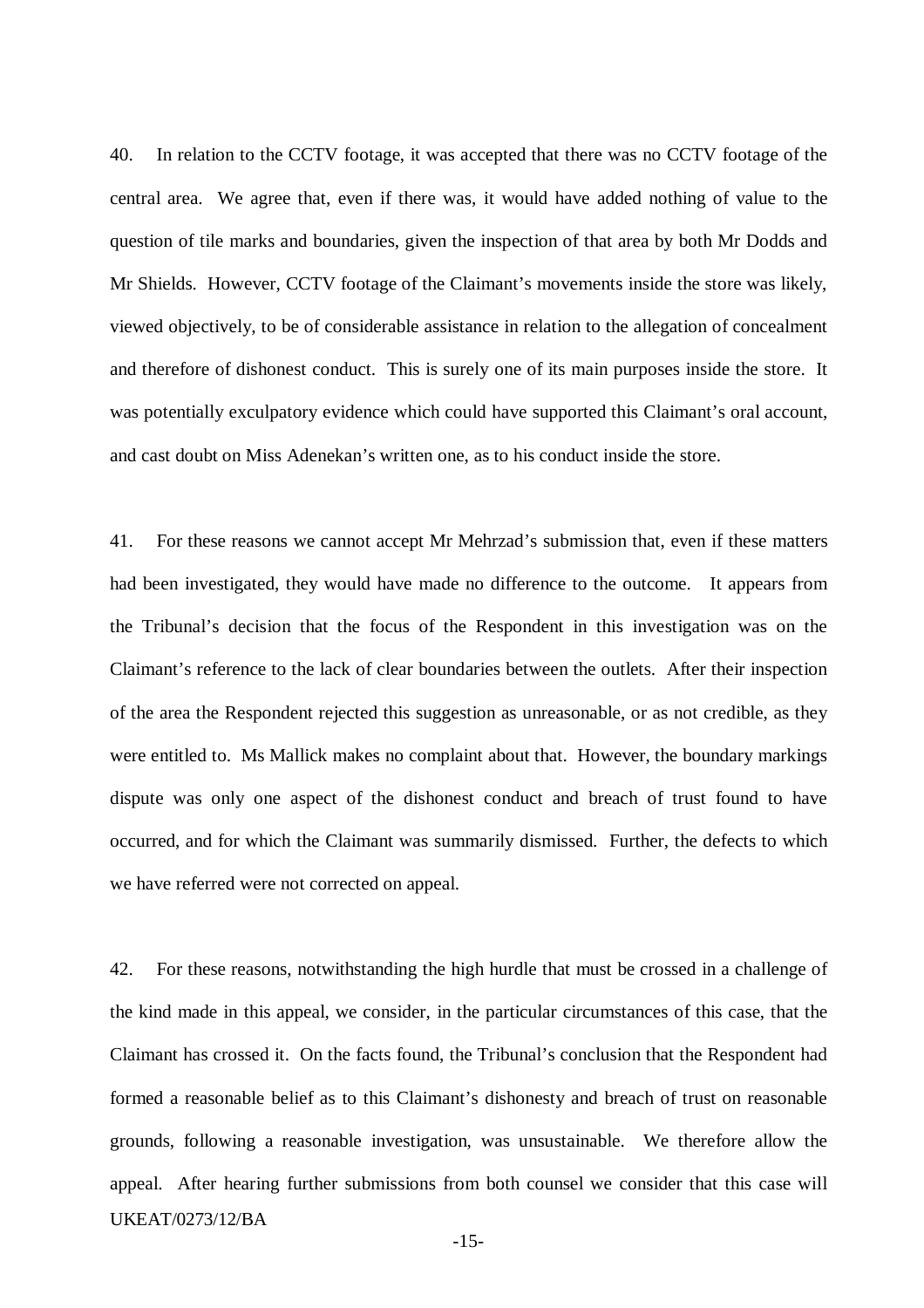40. In relation to the CCTV footage, it was accepted that there was no CCTV footage of the central area. We agree that, even if there was, it would have added nothing of value to the question of tile marks and boundaries, given the inspection of that area by both Mr Dodds and Mr Shields. However, CCTV footage of the Claimant's movements inside the store was likely, viewed objectively, to be of considerable assistance in relation to the allegation of concealment and therefore of dishonest conduct. This is surely one of its main purposes inside the store. It was potentially exculpatory evidence which could have supported this Claimant's oral account, and cast doubt on Miss Adenekan's written one, as to his conduct inside the store.

41. For these reasons we cannot accept Mr Mehrzad's submission that, even if these matters had been investigated, they would have made no difference to the outcome. It appears from the Tribunal's decision that the focus of the Respondent in this investigation was on the Claimant's reference to the lack of clear boundaries between the outlets. After their inspection of the area the Respondent rejected this suggestion as unreasonable, or as not credible, as they were entitled to. Ms Mallick makes no complaint about that. However, the boundary markings dispute was only one aspect of the dishonest conduct and breach of trust found to have occurred, and for which the Claimant was summarily dismissed. Further, the defects to which we have referred were not corrected on appeal.

42. For these reasons, notwithstanding the high hurdle that must be crossed in a challenge of the kind made in this appeal, we consider, in the particular circumstances of this case, that the Claimant has crossed it. On the facts found, the Tribunal's conclusion that the Respondent had formed a reasonable belief as to this Claimant's dishonesty and breach of trust on reasonable grounds, following a reasonable investigation, was unsustainable. We therefore allow the appeal. After hearing further submissions from both counsel we consider that this case will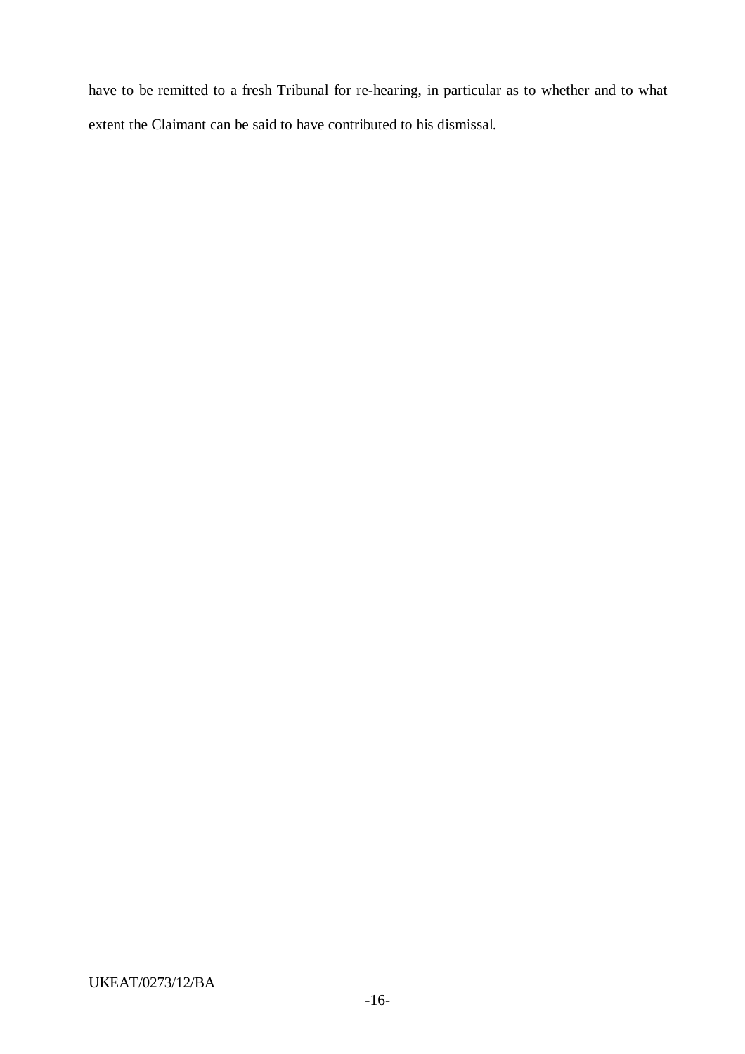have to be remitted to a fresh Tribunal for re-hearing, in particular as to whether and to what extent the Claimant can be said to have contributed to his dismissal.